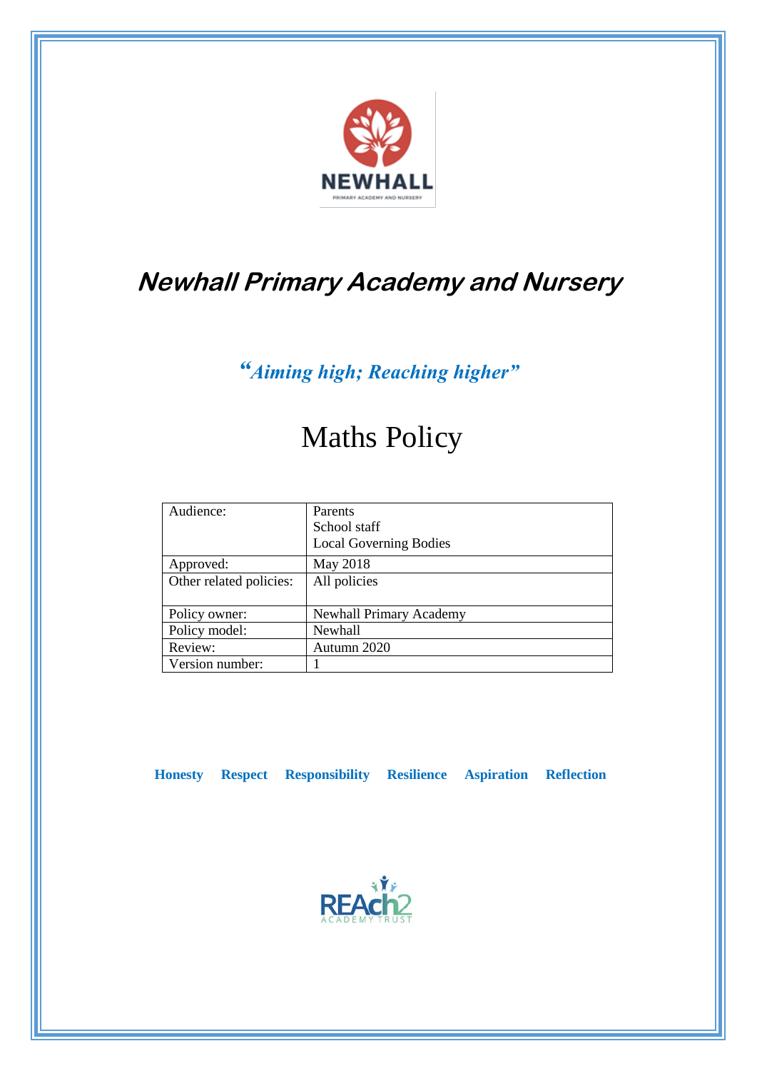# Newhall Primary Academy and Nursery

***"Aiming high; Reaching higher"***

# Maths Policy

| Audience: | Parents<br>School staff<br>Local Governing Bodies |
|---|---|
| Approved: | May 2018 |
| Other related policies: | All policies |
| Policy owner: | Newhall Primary Academy |
| Policy model: | Newhall |
| Review: | Autumn 2020 |
| Version number: | 1 |

**Honesty Respect Responsibility Resilience Aspiration Reflection**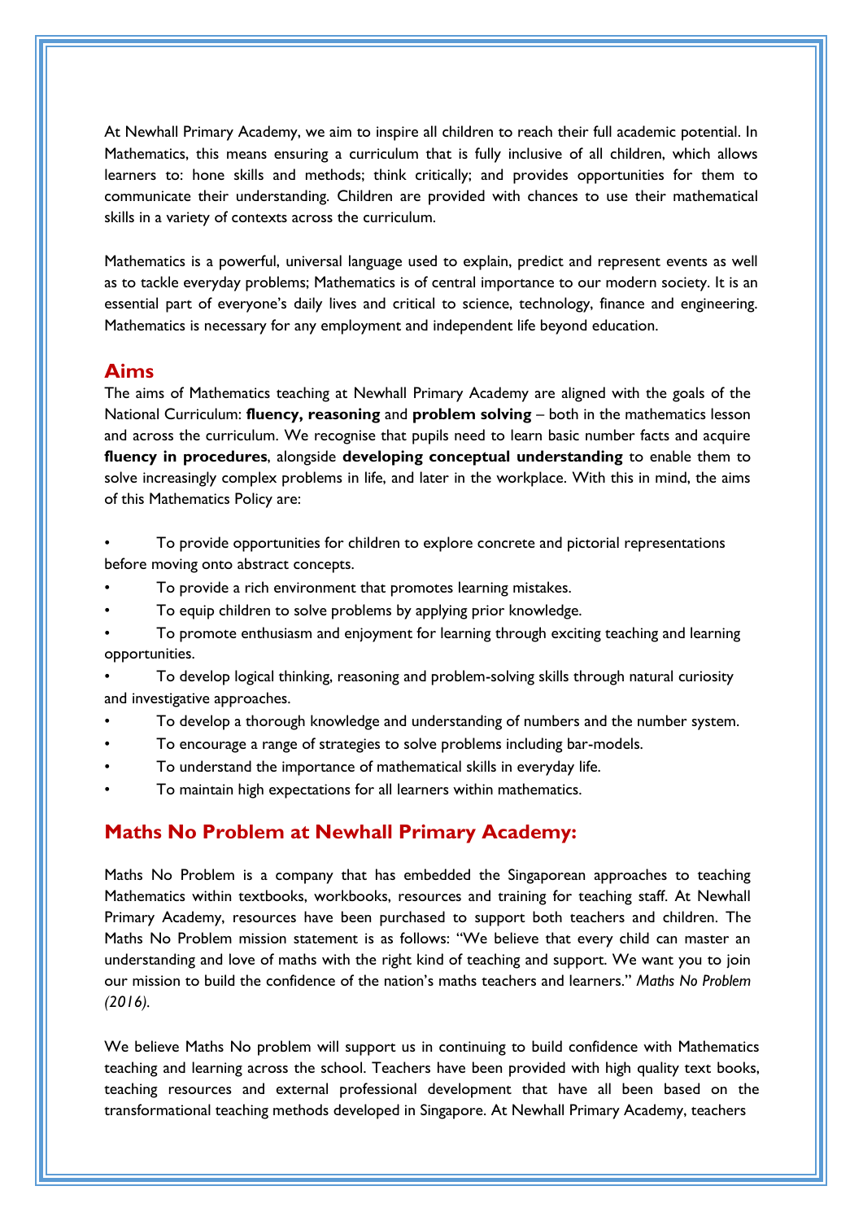At Newhall Primary Academy, we aim to inspire all children to reach their full academic potential. In Mathematics, this means ensuring a curriculum that is fully inclusive of all children, which allows learners to: hone skills and methods; think critically; and provides opportunities for them to communicate their understanding. Children are provided with chances to use their mathematical skills in a variety of contexts across the curriculum.

Mathematics is a powerful, universal language used to explain, predict and represent events as well as to tackle everyday problems; Mathematics is of central importance to our modern society. It is an essential part of everyone's daily lives and critical to science, technology, finance and engineering. Mathematics is necessary for any employment and independent life beyond education.

## Aims

The aims of Mathematics teaching at Newhall Primary Academy are aligned with the goals of the National Curriculum: **fluency, reasoning** and **problem solving** – both in the mathematics lesson and across the curriculum. We recognise that pupils need to learn basic number facts and acquire **fluency in procedures**, alongside **developing conceptual understanding** to enable them to solve increasingly complex problems in life, and later in the workplace. With this in mind, the aims of this Mathematics Policy are:

- To provide opportunities for children to explore concrete and pictorial representations before moving onto abstract concepts.
- To provide a rich environment that promotes learning mistakes.
- To equip children to solve problems by applying prior knowledge.
- To promote enthusiasm and enjoyment for learning through exciting teaching and learning opportunities.
- To develop logical thinking, reasoning and problem-solving skills through natural curiosity and investigative approaches.
- To develop a thorough knowledge and understanding of numbers and the number system.
- To encourage a range of strategies to solve problems including bar-models.
- To understand the importance of mathematical skills in everyday life.
- To maintain high expectations for all learners within mathematics.

## Maths No Problem at Newhall Primary Academy:

Maths No Problem is a company that has embedded the Singaporean approaches to teaching Mathematics within textbooks, workbooks, resources and training for teaching staff. At Newhall Primary Academy, resources have been purchased to support both teachers and children. The Maths No Problem mission statement is as follows: "We believe that every child can master an understanding and love of maths with the right kind of teaching and support. We want you to join our mission to build the confidence of the nation's maths teachers and learners." *Maths No Problem (2016).*

We believe Maths No problem will support us in continuing to build confidence with Mathematics teaching and learning across the school. Teachers have been provided with high quality text books, teaching resources and external professional development that have all been based on the transformational teaching methods developed in Singapore. At Newhall Primary Academy, teachers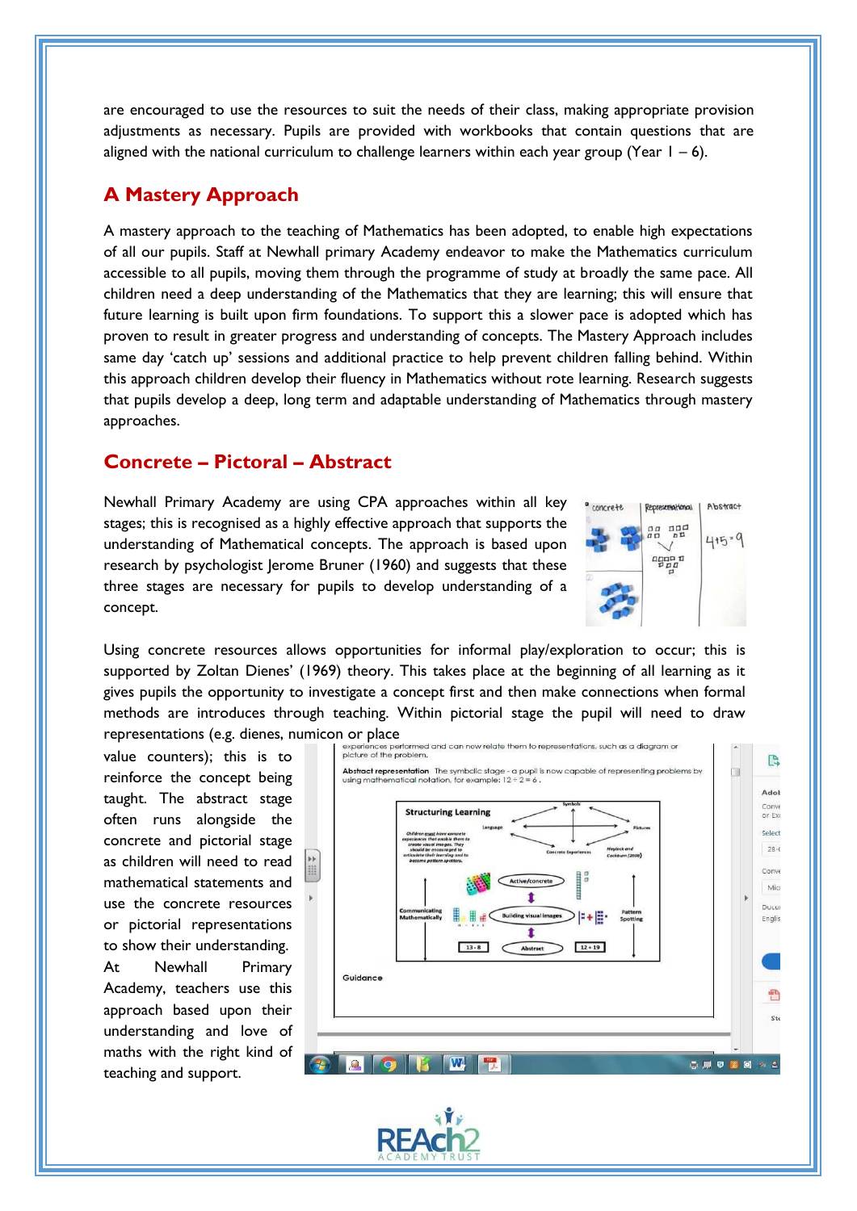are encouraged to use the resources to suit the needs of their class, making appropriate provision adjustments as necessary. Pupils are provided with workbooks that contain questions that are aligned with the national curriculum to challenge learners within each year group (Year 1 – 6).

## A Mastery Approach

A mastery approach to the teaching of Mathematics has been adopted, to enable high expectations of all our pupils. Staff at Newhall primary Academy endeavor to make the Mathematics curriculum accessible to all pupils, moving them through the programme of study at broadly the same pace. All children need a deep understanding of the Mathematics that they are learning; this will ensure that future learning is built upon firm foundations. To support this a slower pace is adopted which has proven to result in greater progress and understanding of concepts. The Mastery Approach includes same day 'catch up' sessions and additional practice to help prevent children falling behind. Within this approach children develop their fluency in Mathematics without rote learning. Research suggests that pupils develop a deep, long term and adaptable understanding of Mathematics through mastery approaches.

## Concrete – Pictoral – Abstract

Newhall Primary Academy are using CPA approaches within all key stages; this is recognised as a highly effective approach that supports the understanding of Mathematical concepts. The approach is based upon research by psychologist Jerome Bruner (1960) and suggests that these three stages are necessary for pupils to develop understanding of a concept.

Using concrete resources allows opportunities for informal play/exploration to occur; this is supported by Zoltan Dienes' (1969) theory. This takes place at the beginning of all learning as it gives pupils the opportunity to investigate a concept first and then make connections when formal methods are introduces through teaching. Within pictorial stage the pupil will need to draw representations (e.g. dienes, numicon or place value counters); this is to reinforce the concept being taught. The abstract stage often runs alongside the concrete and pictorial stage as children will need to read mathematical statements and use the concrete resources or pictorial representations to show their understanding. At Newhall Primary Academy, teachers use this approach based upon their understanding and love of maths with the right kind of teaching and support.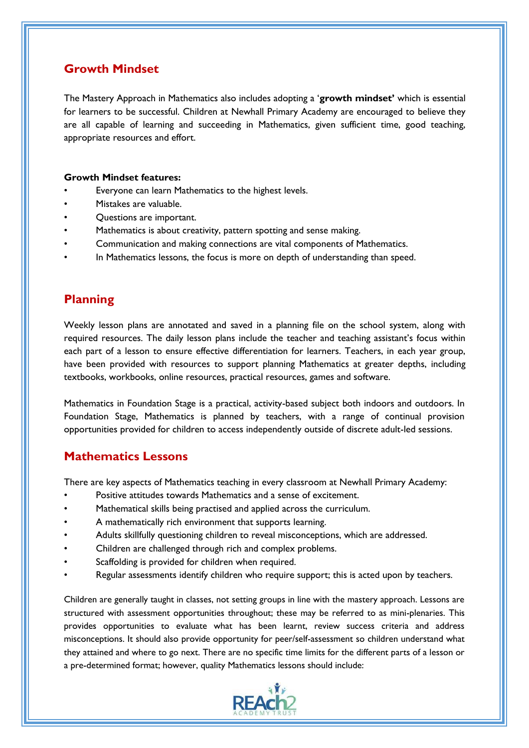## Growth Mindset

The Mastery Approach in Mathematics also includes adopting a '**growth mindset'** which is essential for learners to be successful. Children at Newhall Primary Academy are encouraged to believe they are all capable of learning and succeeding in Mathematics, given sufficient time, good teaching, appropriate resources and effort.

**Growth Mindset features:**

- Everyone can learn Mathematics to the highest levels.
- Mistakes are valuable.
- Questions are important.
- Mathematics is about creativity, pattern spotting and sense making.
- Communication and making connections are vital components of Mathematics.
- In Mathematics lessons, the focus is more on depth of understanding than speed.

## Planning

Weekly lesson plans are annotated and saved in a planning file on the school system, along with required resources. The daily lesson plans include the teacher and teaching assistant's focus within each part of a lesson to ensure effective differentiation for learners. Teachers, in each year group, have been provided with resources to support planning Mathematics at greater depths, including textbooks, workbooks, online resources, practical resources, games and software.

Mathematics in Foundation Stage is a practical, activity-based subject both indoors and outdoors. In Foundation Stage, Mathematics is planned by teachers, with a range of continual provision opportunities provided for children to access independently outside of discrete adult-led sessions.

## Mathematics Lessons

There are key aspects of Mathematics teaching in every classroom at Newhall Primary Academy:

- Positive attitudes towards Mathematics and a sense of excitement.
- Mathematical skills being practised and applied across the curriculum.
- A mathematically rich environment that supports learning.
- Adults skillfully questioning children to reveal misconceptions, which are addressed.
- Children are challenged through rich and complex problems.
- Scaffolding is provided for children when required.
- Regular assessments identify children who require support; this is acted upon by teachers.

Children are generally taught in classes, not setting groups in line with the mastery approach. Lessons are structured with assessment opportunities throughout; these may be referred to as mini-plenaries. This provides opportunities to evaluate what has been learnt, review success criteria and address misconceptions. It should also provide opportunity for peer/self-assessment so children understand what they attained and where to go next. There are no specific time limits for the different parts of a lesson or a pre-determined format; however, quality Mathematics lessons should include: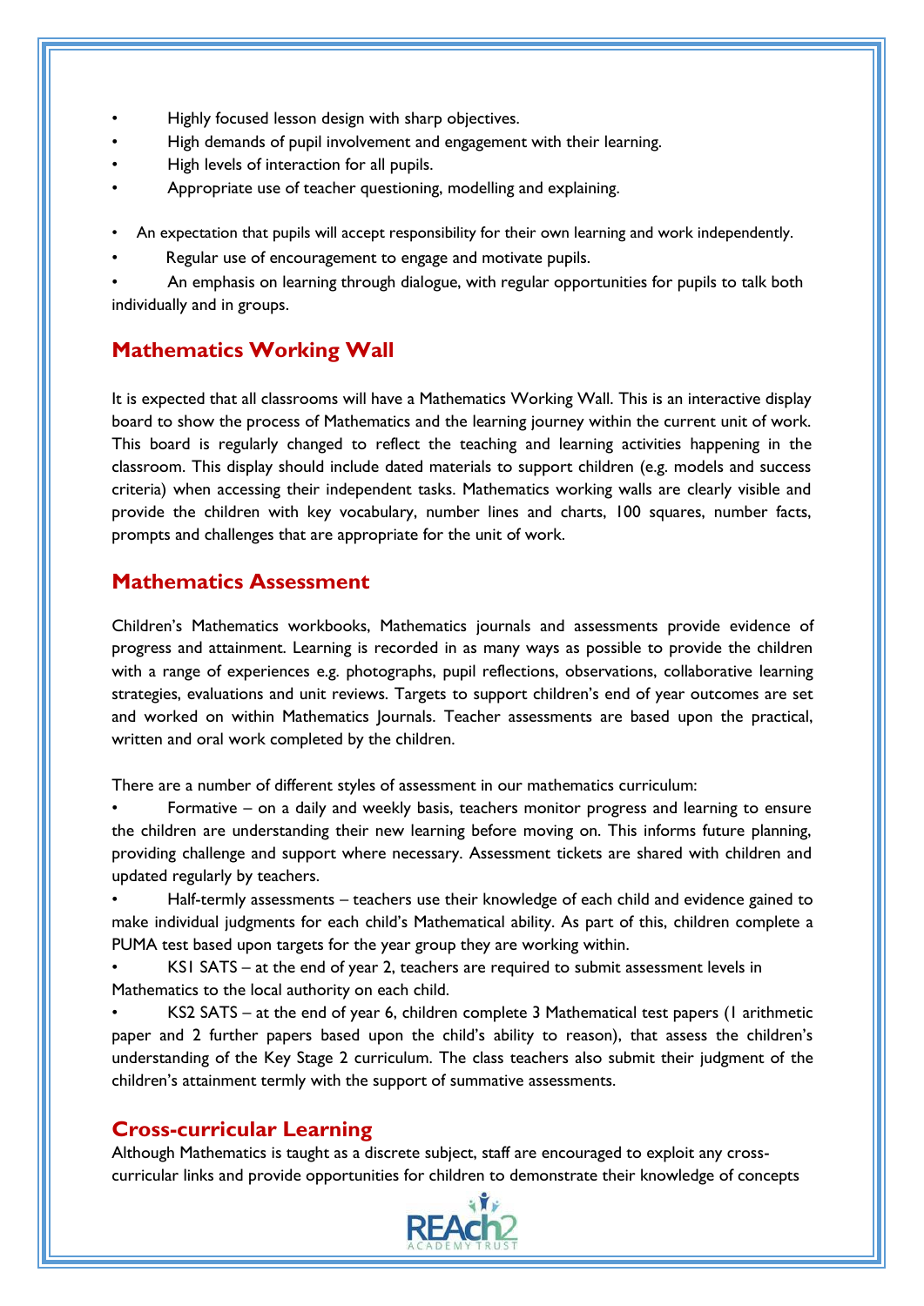- Highly focused lesson design with sharp objectives.
- High demands of pupil involvement and engagement with their learning.
- High levels of interaction for all pupils.
- Appropriate use of teacher questioning, modelling and explaining.
- An expectation that pupils will accept responsibility for their own learning and work independently.
- Regular use of encouragement to engage and motivate pupils.
- An emphasis on learning through dialogue, with regular opportunities for pupils to talk both individually and in groups.

## Mathematics Working Wall

It is expected that all classrooms will have a Mathematics Working Wall. This is an interactive display board to show the process of Mathematics and the learning journey within the current unit of work. This board is regularly changed to reflect the teaching and learning activities happening in the classroom. This display should include dated materials to support children (e.g. models and success criteria) when accessing their independent tasks. Mathematics working walls are clearly visible and provide the children with key vocabulary, number lines and charts, 100 squares, number facts, prompts and challenges that are appropriate for the unit of work.

## Mathematics Assessment

Children's Mathematics workbooks, Mathematics journals and assessments provide evidence of progress and attainment. Learning is recorded in as many ways as possible to provide the children with a range of experiences e.g. photographs, pupil reflections, observations, collaborative learning strategies, evaluations and unit reviews. Targets to support children's end of year outcomes are set and worked on within Mathematics Journals. Teacher assessments are based upon the practical, written and oral work completed by the children.

There are a number of different styles of assessment in our mathematics curriculum:

- Formative – on a daily and weekly basis, teachers monitor progress and learning to ensure the children are understanding their new learning before moving on. This informs future planning, providing challenge and support where necessary. Assessment tickets are shared with children and updated regularly by teachers.
- Half-termly assessments – teachers use their knowledge of each child and evidence gained to make individual judgments for each child's Mathematical ability. As part of this, children complete a PUMA test based upon targets for the year group they are working within.
- KS1 SATS – at the end of year 2, teachers are required to submit assessment levels in Mathematics to the local authority on each child.
- KS2 SATS – at the end of year 6, children complete 3 Mathematical test papers (1 arithmetic paper and 2 further papers based upon the child's ability to reason), that assess the children's understanding of the Key Stage 2 curriculum. The class teachers also submit their judgment of the children's attainment termly with the support of summative assessments.

## Cross-curricular Learning

Although Mathematics is taught as a discrete subject, staff are encouraged to exploit any cross-curricular links and provide opportunities for children to demonstrate their knowledge of concepts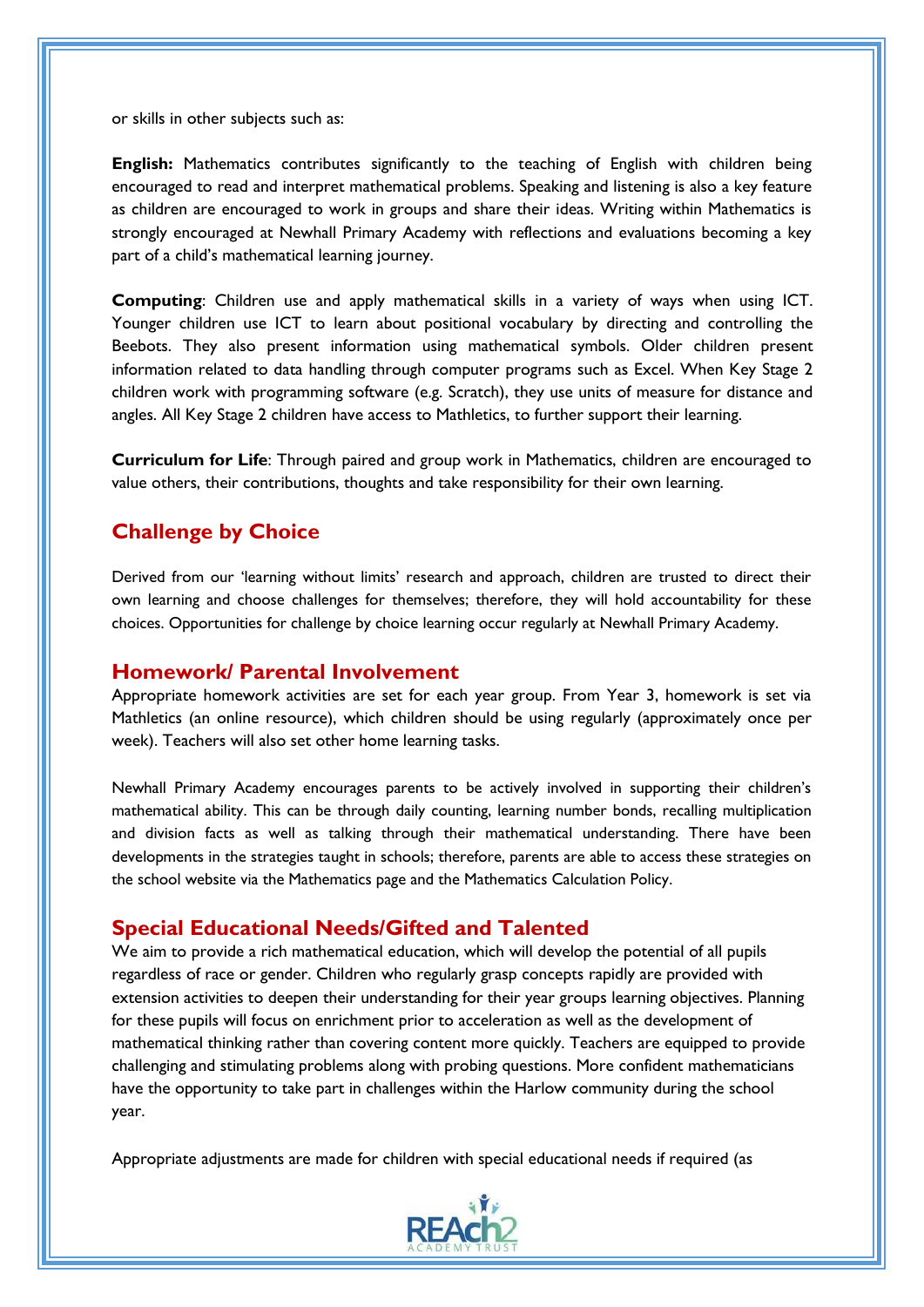or skills in other subjects such as:

**English:** Mathematics contributes significantly to the teaching of English with children being encouraged to read and interpret mathematical problems. Speaking and listening is also a key feature as children are encouraged to work in groups and share their ideas. Writing within Mathematics is strongly encouraged at Newhall Primary Academy with reflections and evaluations becoming a key part of a child's mathematical learning journey.

**Computing**: Children use and apply mathematical skills in a variety of ways when using ICT. Younger children use ICT to learn about positional vocabulary by directing and controlling the Beebots. They also present information using mathematical symbols. Older children present information related to data handling through computer programs such as Excel. When Key Stage 2 children work with programming software (e.g. Scratch), they use units of measure for distance and angles. All Key Stage 2 children have access to Mathletics, to further support their learning.

**Curriculum for Life**: Through paired and group work in Mathematics, children are encouraged to value others, their contributions, thoughts and take responsibility for their own learning.

## Challenge by Choice

Derived from our 'learning without limits' research and approach, children are trusted to direct their own learning and choose challenges for themselves; therefore, they will hold accountability for these choices. Opportunities for challenge by choice learning occur regularly at Newhall Primary Academy.

## Homework/ Parental Involvement

Appropriate homework activities are set for each year group. From Year 3, homework is set via Mathletics (an online resource), which children should be using regularly (approximately once per week). Teachers will also set other home learning tasks.

Newhall Primary Academy encourages parents to be actively involved in supporting their children's mathematical ability. This can be through daily counting, learning number bonds, recalling multiplication and division facts as well as talking through their mathematical understanding. There have been developments in the strategies taught in schools; therefore, parents are able to access these strategies on the school website via the Mathematics page and the Mathematics Calculation Policy.

## Special Educational Needs/Gifted and Talented

We aim to provide a rich mathematical education, which will develop the potential of all pupils regardless of race or gender. Children who regularly grasp concepts rapidly are provided with extension activities to deepen their understanding for their year groups learning objectives. Planning for these pupils will focus on enrichment prior to acceleration as well as the development of mathematical thinking rather than covering content more quickly. Teachers are equipped to provide challenging and stimulating problems along with probing questions. More confident mathematicians have the opportunity to take part in challenges within the Harlow community during the school year.

Appropriate adjustments are made for children with special educational needs if required (as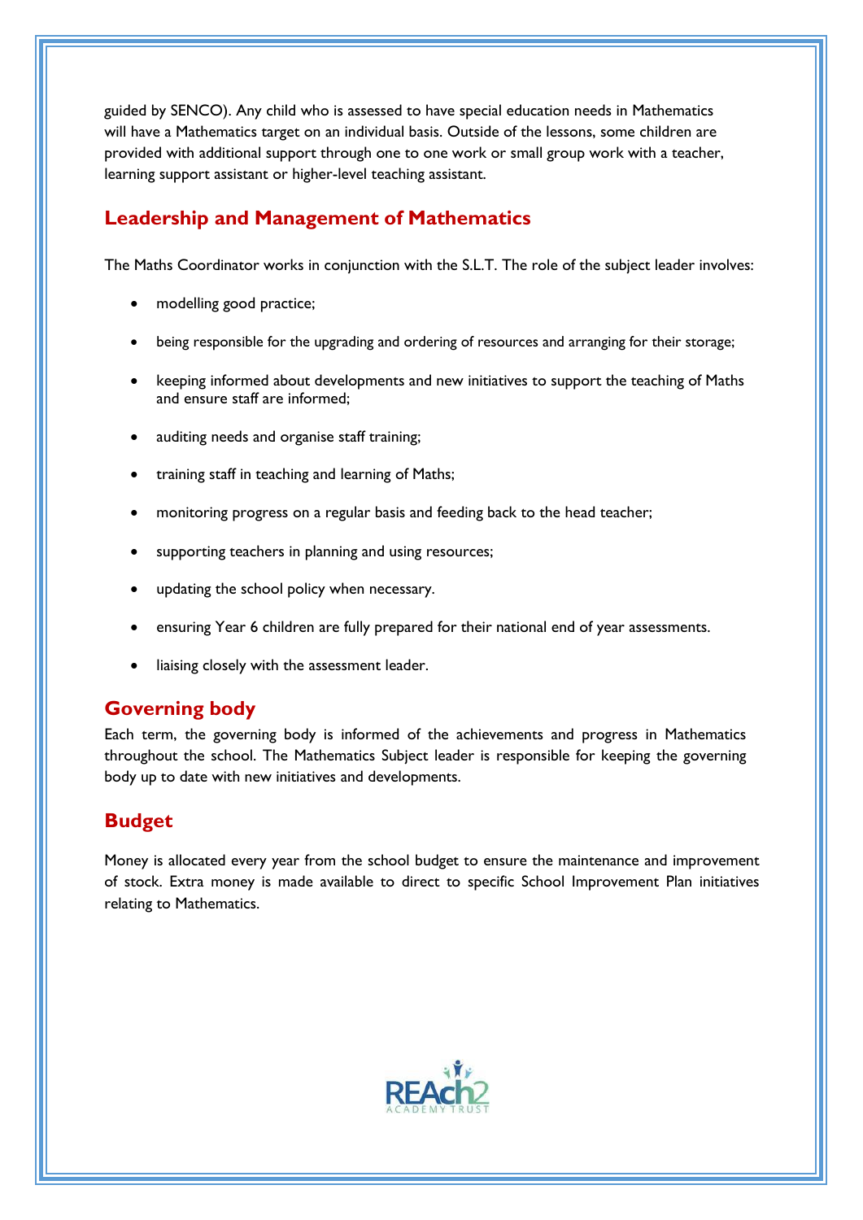guided by SENCO). Any child who is assessed to have special education needs in Mathematics will have a Mathematics target on an individual basis. Outside of the lessons, some children are provided with additional support through one to one work or small group work with a teacher, learning support assistant or higher-level teaching assistant.

## Leadership and Management of Mathematics

The Maths Coordinator works in conjunction with the S.L.T. The role of the subject leader involves:

- modelling good practice;
- being responsible for the upgrading and ordering of resources and arranging for their storage;
- keeping informed about developments and new initiatives to support the teaching of Maths and ensure staff are informed;
- auditing needs and organise staff training;
- training staff in teaching and learning of Maths;
- monitoring progress on a regular basis and feeding back to the head teacher;
- supporting teachers in planning and using resources;
- updating the school policy when necessary.
- ensuring Year 6 children are fully prepared for their national end of year assessments.
- liaising closely with the assessment leader.

## Governing body

Each term, the governing body is informed of the achievements and progress in Mathematics throughout the school. The Mathematics Subject leader is responsible for keeping the governing body up to date with new initiatives and developments.

## Budget

Money is allocated every year from the school budget to ensure the maintenance and improvement of stock. Extra money is made available to direct to specific School Improvement Plan initiatives relating to Mathematics.